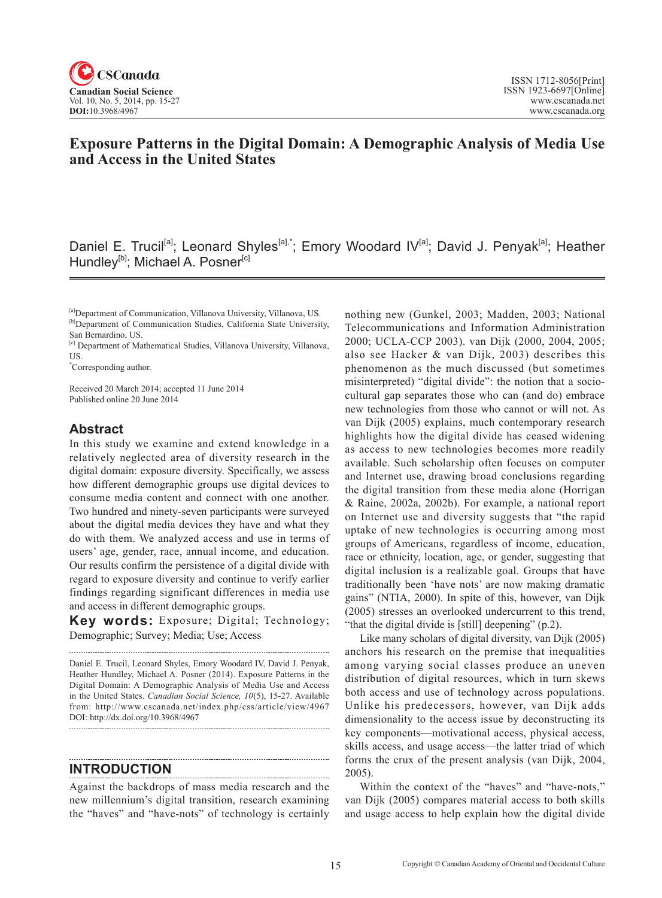# Exposure Patterns in the Digital Domain: A Demographic Analysis of Media Use and Access in the United States

Daniel E. Trucil[a]; Leonard Shyles[a],*; Emory Woodard IV[a]; David J. Penyak[a]; Heather Hundley[b]; Michael A. Posner[c]

[a]Department of Communication, Villanova University, Villanova, US.
[b]Department of Communication Studies, California State University, San Bernardino, US.
[c] Department of Mathematical Studies, Villanova University, Villanova, US.
*Corresponding author.

Received 20 March 2014; accepted 11 June 2014
Published online 20 June 2014

## Abstract

In this study we examine and extend knowledge in a relatively neglected area of diversity research in the digital domain: exposure diversity. Specifically, we assess how different demographic groups use digital devices to consume media content and connect with one another. Two hundred and ninety-seven participants were surveyed about the digital media devices they have and what they do with them. We analyzed access and use in terms of users' age, gender, race, annual income, and education. Our results confirm the persistence of a digital divide with regard to exposure diversity and continue to verify earlier findings regarding significant differences in media use and access in different demographic groups.

**Key words:** Exposure; Digital; Technology; Demographic; Survey; Media; Use; Access

Daniel E. Trucil, Leonard Shyles, Emory Woodard IV, David J. Penyak, Heather Hundley, Michael A. Posner (2014). Exposure Patterns in the Digital Domain: A Demographic Analysis of Media Use and Access in the United States. *Canadian Social Science, 10*(5), 15-27. Available from: http://www.cscanada.net/index.php/css/article/view/4967
DOI: http://dx.doi.org/10.3968/4967

## INTRODUCTION

Against the backdrops of mass media research and the new millennium's digital transition, research examining the "haves" and "have-nots" of technology is certainly nothing new (Gunkel, 2003; Madden, 2003; National Telecommunications and Information Administration 2000; UCLA-CCP 2003). van Dijk (2000, 2004, 2005; also see Hacker & van Dijk, 2003) describes this phenomenon as the much discussed (but sometimes misinterpreted) "digital divide": the notion that a socio-cultural gap separates those who can (and do) embrace new technologies from those who cannot or will not. As van Dijk (2005) explains, much contemporary research highlights how the digital divide has ceased widening as access to new technologies becomes more readily available. Such scholarship often focuses on computer and Internet use, drawing broad conclusions regarding the digital transition from these media alone (Horrigan & Raine, 2002a, 2002b). For example, a national report on Internet use and diversity suggests that "the rapid uptake of new technologies is occurring among most groups of Americans, regardless of income, education, race or ethnicity, location, age, or gender, suggesting that digital inclusion is a realizable goal. Groups that have traditionally been 'have nots' are now making dramatic gains" (NTIA, 2000). In spite of this, however, van Dijk (2005) stresses an overlooked undercurrent to this trend, "that the digital divide is [still] deepening" (p.2).

Like many scholars of digital diversity, van Dijk (2005) anchors his research on the premise that inequalities among varying social classes produce an uneven distribution of digital resources, which in turn skews both access and use of technology across populations. Unlike his predecessors, however, van Dijk adds dimensionality to the access issue by deconstructing its key components—motivational access, physical access, skills access, and usage access—the latter triad of which forms the crux of the present analysis (van Dijk, 2004, 2005).

Within the context of the "haves" and "have-nots," van Dijk (2005) compares material access to both skills and usage access to help explain how the digital divide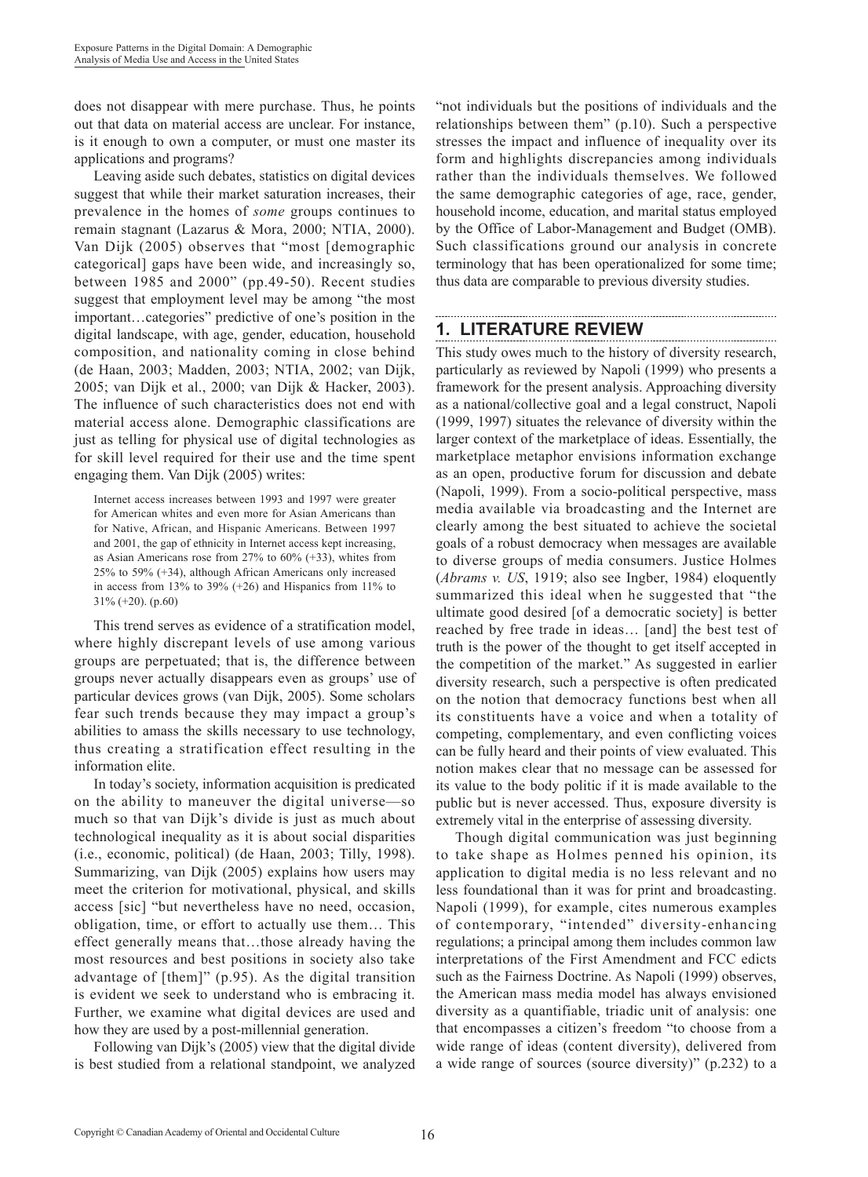does not disappear with mere purchase. Thus, he points out that data on material access are unclear. For instance, is it enough to own a computer, or must one master its applications and programs?

Leaving aside such debates, statistics on digital devices suggest that while their market saturation increases, their prevalence in the homes of *some* groups continues to remain stagnant (Lazarus & Mora, 2000; NTIA, 2000). Van Dijk (2005) observes that "most [demographic categorical] gaps have been wide, and increasingly so, between 1985 and 2000" (pp.49-50). Recent studies suggest that employment level may be among "the most important…categories" predictive of one's position in the digital landscape, with age, gender, education, household composition, and nationality coming in close behind (de Haan, 2003; Madden, 2003; NTIA, 2002; van Dijk, 2005; van Dijk et al., 2000; van Dijk & Hacker, 2003). The influence of such characteristics does not end with material access alone. Demographic classifications are just as telling for physical use of digital technologies as for skill level required for their use and the time spent engaging them. Van Dijk (2005) writes:

> Internet access increases between 1993 and 1997 were greater for American whites and even more for Asian Americans than for Native, African, and Hispanic Americans. Between 1997 and 2001, the gap of ethnicity in Internet access kept increasing, as Asian Americans rose from 27% to 60% (+33), whites from 25% to 59% (+34), although African Americans only increased in access from 13% to 39% (+26) and Hispanics from 11% to 31% (+20). (p.60)

This trend serves as evidence of a stratification model, where highly discrepant levels of use among various groups are perpetuated; that is, the difference between groups never actually disappears even as groups' use of particular devices grows (van Dijk, 2005). Some scholars fear such trends because they may impact a group's abilities to amass the skills necessary to use technology, thus creating a stratification effect resulting in the information elite.

In today's society, information acquisition is predicated on the ability to maneuver the digital universe—so much so that van Dijk's divide is just as much about technological inequality as it is about social disparities (i.e., economic, political) (de Haan, 2003; Tilly, 1998). Summarizing, van Dijk (2005) explains how users may meet the criterion for motivational, physical, and skills access [sic] "but nevertheless have no need, occasion, obligation, time, or effort to actually use them… This effect generally means that…those already having the most resources and best positions in society also take advantage of [them]" (p.95). As the digital transition is evident we seek to understand who is embracing it. Further, we examine what digital devices are used and how they are used by a post-millennial generation.

Following van Dijk's (2005) view that the digital divide is best studied from a relational standpoint, we analyzed "not individuals but the positions of individuals and the relationships between them" (p.10). Such a perspective stresses the impact and influence of inequality over its form and highlights discrepancies among individuals rather than the individuals themselves. We followed the same demographic categories of age, race, gender, household income, education, and marital status employed by the Office of Labor-Management and Budget (OMB). Such classifications ground our analysis in concrete terminology that has been operationalized for some time; thus data are comparable to previous diversity studies.

## 1. LITERATURE REVIEW

This study owes much to the history of diversity research, particularly as reviewed by Napoli (1999) who presents a framework for the present analysis. Approaching diversity as a national/collective goal and a legal construct, Napoli (1999, 1997) situates the relevance of diversity within the larger context of the marketplace of ideas. Essentially, the marketplace metaphor envisions information exchange as an open, productive forum for discussion and debate (Napoli, 1999). From a socio-political perspective, mass media available via broadcasting and the Internet are clearly among the best situated to achieve the societal goals of a robust democracy when messages are available to diverse groups of media consumers. Justice Holmes (*Abrams v. US*, 1919; also see Ingber, 1984) eloquently summarized this ideal when he suggested that "the ultimate good desired [of a democratic society] is better reached by free trade in ideas… [and] the best test of truth is the power of the thought to get itself accepted in the competition of the market." As suggested in earlier diversity research, such a perspective is often predicated on the notion that democracy functions best when all its constituents have a voice and when a totality of competing, complementary, and even conflicting voices can be fully heard and their points of view evaluated. This notion makes clear that no message can be assessed for its value to the body politic if it is made available to the public but is never accessed. Thus, exposure diversity is extremely vital in the enterprise of assessing diversity.

Though digital communication was just beginning to take shape as Holmes penned his opinion, its application to digital media is no less relevant and no less foundational than it was for print and broadcasting. Napoli (1999), for example, cites numerous examples of contemporary, "intended" diversity-enhancing regulations; a principal among them includes common law interpretations of the First Amendment and FCC edicts such as the Fairness Doctrine. As Napoli (1999) observes, the American mass media model has always envisioned diversity as a quantifiable, triadic unit of analysis: one that encompasses a citizen's freedom "to choose from a wide range of ideas (content diversity), delivered from a wide range of sources (source diversity)" (p.232) to a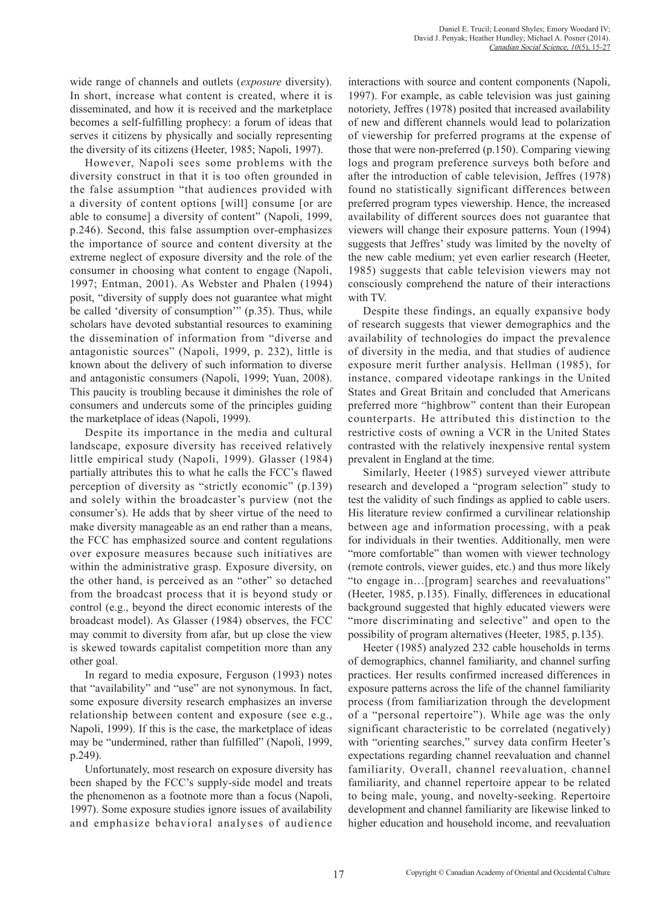wide range of channels and outlets (*exposure* diversity). In short, increase what content is created, where it is disseminated, and how it is received and the marketplace becomes a self-fulfilling prophecy: a forum of ideas that serves it citizens by physically and socially representing the diversity of its citizens (Heeter, 1985; Napoli, 1997).

However, Napoli sees some problems with the diversity construct in that it is too often grounded in the false assumption "that audiences provided with a diversity of content options [will] consume [or are able to consume] a diversity of content" (Napoli, 1999, p.246). Second, this false assumption over-emphasizes the importance of source and content diversity at the extreme neglect of exposure diversity and the role of the consumer in choosing what content to engage (Napoli, 1997; Entman, 2001). As Webster and Phalen (1994) posit, "diversity of supply does not guarantee what might be called 'diversity of consumption'" (p.35). Thus, while scholars have devoted substantial resources to examining the dissemination of information from "diverse and antagonistic sources" (Napoli, 1999, p. 232), little is known about the delivery of such information to diverse and antagonistic consumers (Napoli, 1999; Yuan, 2008). This paucity is troubling because it diminishes the role of consumers and undercuts some of the principles guiding the marketplace of ideas (Napoli, 1999).

Despite its importance in the media and cultural landscape, exposure diversity has received relatively little empirical study (Napoli, 1999). Glasser (1984) partially attributes this to what he calls the FCC's flawed perception of diversity as "strictly economic" (p.139) and solely within the broadcaster's purview (not the consumer's). He adds that by sheer virtue of the need to make diversity manageable as an end rather than a means, the FCC has emphasized source and content regulations over exposure measures because such initiatives are within the administrative grasp. Exposure diversity, on the other hand, is perceived as an "other" so detached from the broadcast process that it is beyond study or control (e.g., beyond the direct economic interests of the broadcast model). As Glasser (1984) observes, the FCC may commit to diversity from afar, but up close the view is skewed towards capitalist competition more than any other goal.

In regard to media exposure, Ferguson (1993) notes that "availability" and "use" are not synonymous. In fact, some exposure diversity research emphasizes an inverse relationship between content and exposure (see e.g., Napoli, 1999). If this is the case, the marketplace of ideas may be "undermined, rather than fulfilled" (Napoli, 1999, p.249).

Unfortunately, most research on exposure diversity has been shaped by the FCC's supply-side model and treats the phenomenon as a footnote more than a focus (Napoli, 1997). Some exposure studies ignore issues of availability and emphasize behavioral analyses of audience interactions with source and content components (Napoli, 1997). For example, as cable television was just gaining notoriety, Jeffres (1978) posited that increased availability of new and different channels would lead to polarization of viewership for preferred programs at the expense of those that were non-preferred (p.150). Comparing viewing logs and program preference surveys both before and after the introduction of cable television, Jeffres (1978) found no statistically significant differences between preferred program types viewership. Hence, the increased availability of different sources does not guarantee that viewers will change their exposure patterns. Youn (1994) suggests that Jeffres' study was limited by the novelty of the new cable medium; yet even earlier research (Heeter, 1985) suggests that cable television viewers may not consciously comprehend the nature of their interactions with TV.

Despite these findings, an equally expansive body of research suggests that viewer demographics and the availability of technologies do impact the prevalence of diversity in the media, and that studies of audience exposure merit further analysis. Hellman (1985), for instance, compared videotape rankings in the United States and Great Britain and concluded that Americans preferred more "highbrow" content than their European counterparts. He attributed this distinction to the restrictive costs of owning a VCR in the United States contrasted with the relatively inexpensive rental system prevalent in England at the time.

Similarly, Heeter (1985) surveyed viewer attribute research and developed a "program selection" study to test the validity of such findings as applied to cable users. His literature review confirmed a curvilinear relationship between age and information processing, with a peak for individuals in their twenties. Additionally, men were "more comfortable" than women with viewer technology (remote controls, viewer guides, etc.) and thus more likely "to engage in…[program] searches and reevaluations" (Heeter, 1985, p.135). Finally, differences in educational background suggested that highly educated viewers were "more discriminating and selective" and open to the possibility of program alternatives (Heeter, 1985, p.135).

Heeter (1985) analyzed 232 cable households in terms of demographics, channel familiarity, and channel surfing practices. Her results confirmed increased differences in exposure patterns across the life of the channel familiarity process (from familiarization through the development of a "personal repertoire"). While age was the only significant characteristic to be correlated (negatively) with "orienting searches," survey data confirm Heeter's expectations regarding channel reevaluation and channel familiarity. Overall, channel reevaluation, channel familiarity, and channel repertoire appear to be related to being male, young, and novelty-seeking. Repertoire development and channel familiarity are likewise linked to higher education and household income, and reevaluation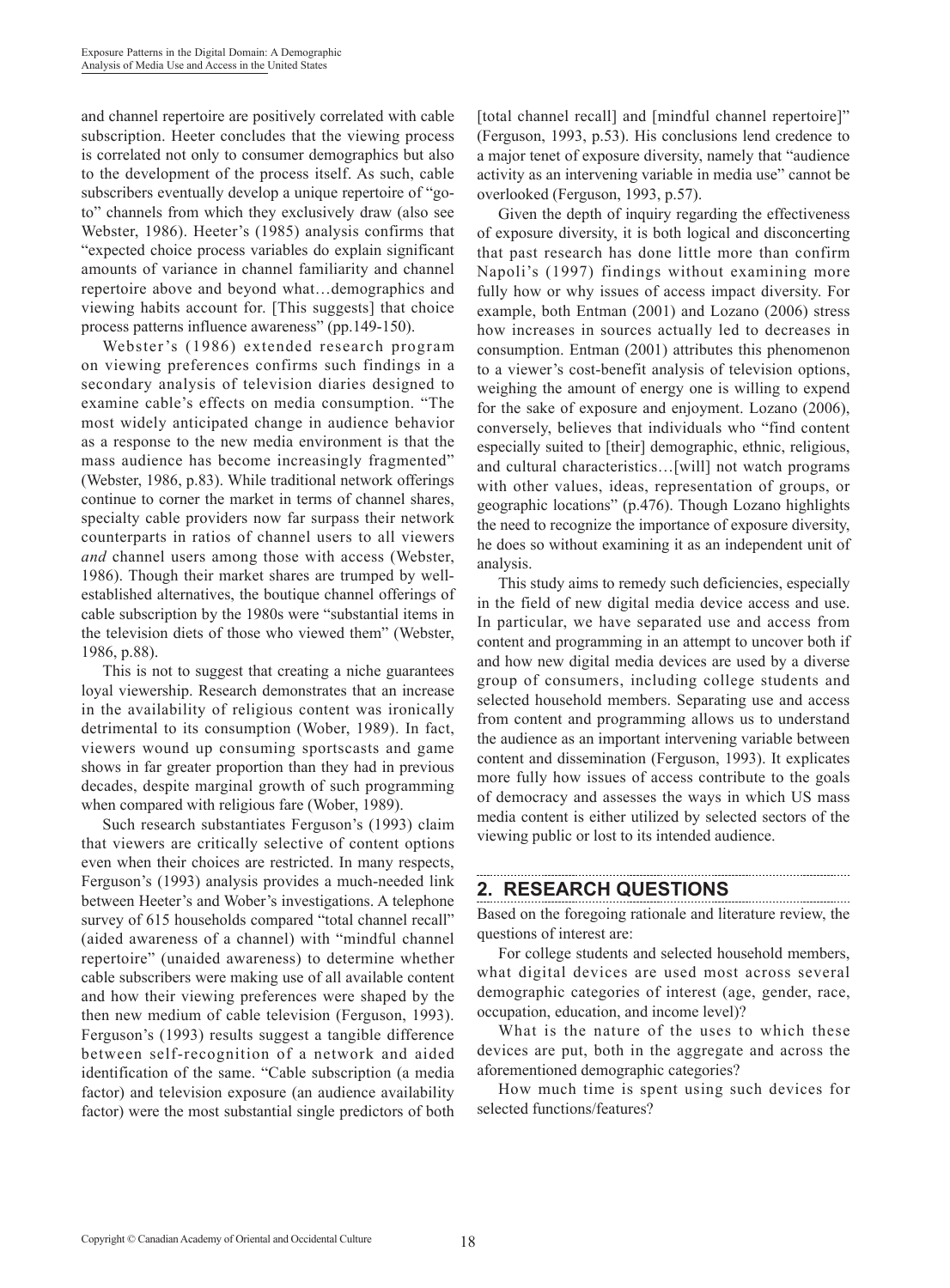and channel repertoire are positively correlated with cable subscription. Heeter concludes that the viewing process is correlated not only to consumer demographics but also to the development of the process itself. As such, cable subscribers eventually develop a unique repertoire of "go-to" channels from which they exclusively draw (also see Webster, 1986). Heeter's (1985) analysis confirms that "expected choice process variables do explain significant amounts of variance in channel familiarity and channel repertoire above and beyond what…demographics and viewing habits account for. [This suggests] that choice process patterns influence awareness" (pp.149-150).

Webster's (1986) extended research program on viewing preferences confirms such findings in a secondary analysis of television diaries designed to examine cable's effects on media consumption. "The most widely anticipated change in audience behavior as a response to the new media environment is that the mass audience has become increasingly fragmented" (Webster, 1986, p.83). While traditional network offerings continue to corner the market in terms of channel shares, specialty cable providers now far surpass their network counterparts in ratios of channel users to all viewers *and* channel users among those with access (Webster, 1986). Though their market shares are trumped by well-established alternatives, the boutique channel offerings of cable subscription by the 1980s were "substantial items in the television diets of those who viewed them" (Webster, 1986, p.88).

This is not to suggest that creating a niche guarantees loyal viewership. Research demonstrates that an increase in the availability of religious content was ironically detrimental to its consumption (Wober, 1989). In fact, viewers wound up consuming sportscasts and game shows in far greater proportion than they had in previous decades, despite marginal growth of such programming when compared with religious fare (Wober, 1989).

Such research substantiates Ferguson's (1993) claim that viewers are critically selective of content options even when their choices are restricted. In many respects, Ferguson's (1993) analysis provides a much-needed link between Heeter's and Wober's investigations. A telephone survey of 615 households compared "total channel recall" (aided awareness of a channel) with "mindful channel repertoire" (unaided awareness) to determine whether cable subscribers were making use of all available content and how their viewing preferences were shaped by the then new medium of cable television (Ferguson, 1993). Ferguson's (1993) results suggest a tangible difference between self-recognition of a network and aided identification of the same. "Cable subscription (a media factor) and television exposure (an audience availability factor) were the most substantial single predictors of both [total channel recall] and [mindful channel repertoire]" (Ferguson, 1993, p.53). His conclusions lend credence to a major tenet of exposure diversity, namely that "audience activity as an intervening variable in media use" cannot be overlooked (Ferguson, 1993, p.57).

Given the depth of inquiry regarding the effectiveness of exposure diversity, it is both logical and disconcerting that past research has done little more than confirm Napoli's (1997) findings without examining more fully how or why issues of access impact diversity. For example, both Entman (2001) and Lozano (2006) stress how increases in sources actually led to decreases in consumption. Entman (2001) attributes this phenomenon to a viewer's cost-benefit analysis of television options, weighing the amount of energy one is willing to expend for the sake of exposure and enjoyment. Lozano (2006), conversely, believes that individuals who "find content especially suited to [their] demographic, ethnic, religious, and cultural characteristics…[will] not watch programs with other values, ideas, representation of groups, or geographic locations" (p.476). Though Lozano highlights the need to recognize the importance of exposure diversity, he does so without examining it as an independent unit of analysis.

This study aims to remedy such deficiencies, especially in the field of new digital media device access and use. In particular, we have separated use and access from content and programming in an attempt to uncover both if and how new digital media devices are used by a diverse group of consumers, including college students and selected household members. Separating use and access from content and programming allows us to understand the audience as an important intervening variable between content and dissemination (Ferguson, 1993). It explicates more fully how issues of access contribute to the goals of democracy and assesses the ways in which US mass media content is either utilized by selected sectors of the viewing public or lost to its intended audience.

## 2. RESEARCH QUESTIONS

Based on the foregoing rationale and literature review, the questions of interest are:

For college students and selected household members, what digital devices are used most across several demographic categories of interest (age, gender, race, occupation, education, and income level)?

What is the nature of the uses to which these devices are put, both in the aggregate and across the aforementioned demographic categories?

How much time is spent using such devices for selected functions/features?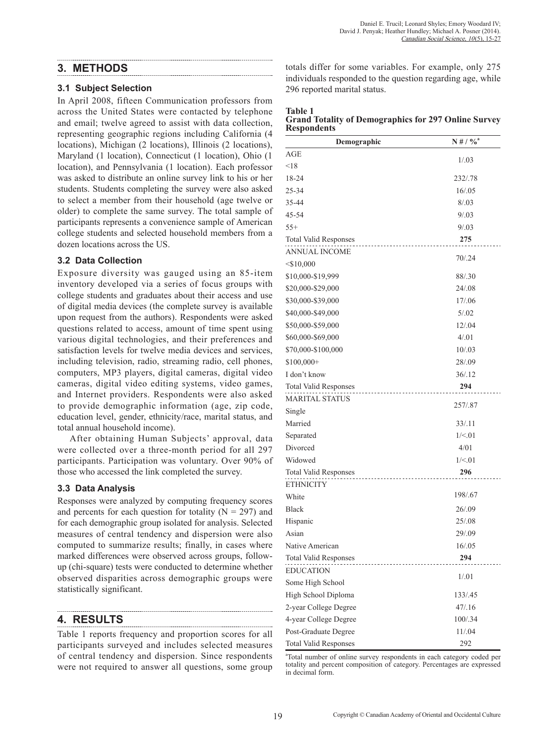## 3. METHODS

### 3.1 Subject Selection

In April 2008, fifteen Communication professors from across the United States were contacted by telephone and email; twelve agreed to assist with data collection, representing geographic regions including California (4 locations), Michigan (2 locations), Illinois (2 locations), Maryland (1 location), Connecticut (1 location), Ohio (1 location), and Pennsylvania (1 location). Each professor was asked to distribute an online survey link to his or her students. Students completing the survey were also asked to select a member from their household (age twelve or older) to complete the same survey. The total sample of participants represents a convenience sample of American college students and selected household members from a dozen locations across the US.

### 3.2 Data Collection

Exposure diversity was gauged using an 85-item inventory developed via a series of focus groups with college students and graduates about their access and use of digital media devices (the complete survey is available upon request from the authors). Respondents were asked questions related to access, amount of time spent using various digital technologies, and their preferences and satisfaction levels for twelve media devices and services, including television, radio, streaming radio, cell phones, computers, MP3 players, digital cameras, digital video cameras, digital video editing systems, video games, and Internet providers. Respondents were also asked to provide demographic information (age, zip code, education level, gender, ethnicity/race, marital status, and total annual household income).

After obtaining Human Subjects' approval, data were collected over a three-month period for all 297 participants. Participation was voluntary. Over 90% of those who accessed the link completed the survey.

### 3.3 Data Analysis

Responses were analyzed by computing frequency scores and percents for each question for totality ($N = 297$) and for each demographic group isolated for analysis. Selected measures of central tendency and dispersion were also computed to summarize results; finally, in cases where marked differences were observed across groups, follow-up (chi-square) tests were conducted to determine whether observed disparities across demographic groups were statistically significant.

## 4. RESULTS

Table 1 reports frequency and proportion scores for all participants surveyed and includes selected measures of central tendency and dispersion. Since respondents were not required to answer all questions, some group totals differ for some variables. For example, only 275 individuals responded to the question regarding age, while 296 reported marital status.

**Table 1**
**Grand Totality of Demographics for 297 Online Survey Respondents**

| Demographic | N # / %[a] |
|---|---|
| AGE | |
| <18 | 1/.03 |
| 18-24 | 232/.78 |
| 25-34 | 16/.05 |
| 35-44 | 8/.03 |
| 45-54 | 9/.03 |
| 55+ | 9/.03 |
| Total Valid Responses | **275** |
| ANNUAL INCOME | |
| <$10,000 | 70/.24 |
| $10,000-$19,999 | 88/.30 |
| $20,000-$29,000 | 24/.08 |
| $30,000-$39,000 | 17/.06 |
| $40,000-$49,000 | 5/.02 |
| $50,000-$59,000 | 12/.04 |
| $60,000-$69,000 | 4/.01 |
| $70,000-$100,000 | 10/.03 |
| $100,000+ | 28/.09 |
| I don't know | 36/.12 |
| Total Valid Responses | **294** |
| MARITAL STATUS | |
| Single | 257/.87 |
| Married | 33/.11 |
| Separated | 1/<.01 |
| Divorced | 4/01 |
| Widowed | 1/<.01 |
| Total Valid Responses | **296** |
| ETHNICITY | |
| White | 198/.67 |
| Black | 26/.09 |
| Hispanic | 25/.08 |
| Asian | 29/.09 |
| Native American | 16/.05 |
| Total Valid Responses | **294** |
| EDUCATION | |
| Some High School | 1/.01 |
| High School Diploma | 133/.45 |
| 2-year College Degree | 47/.16 |
| 4-year College Degree | 100/.34 |
| Post-Graduate Degree | 11/.04 |
| Total Valid Responses | 292 |

[a]Total number of online survey respondents in each category coded per totality and percent composition of category. Percentages are expressed in decimal form.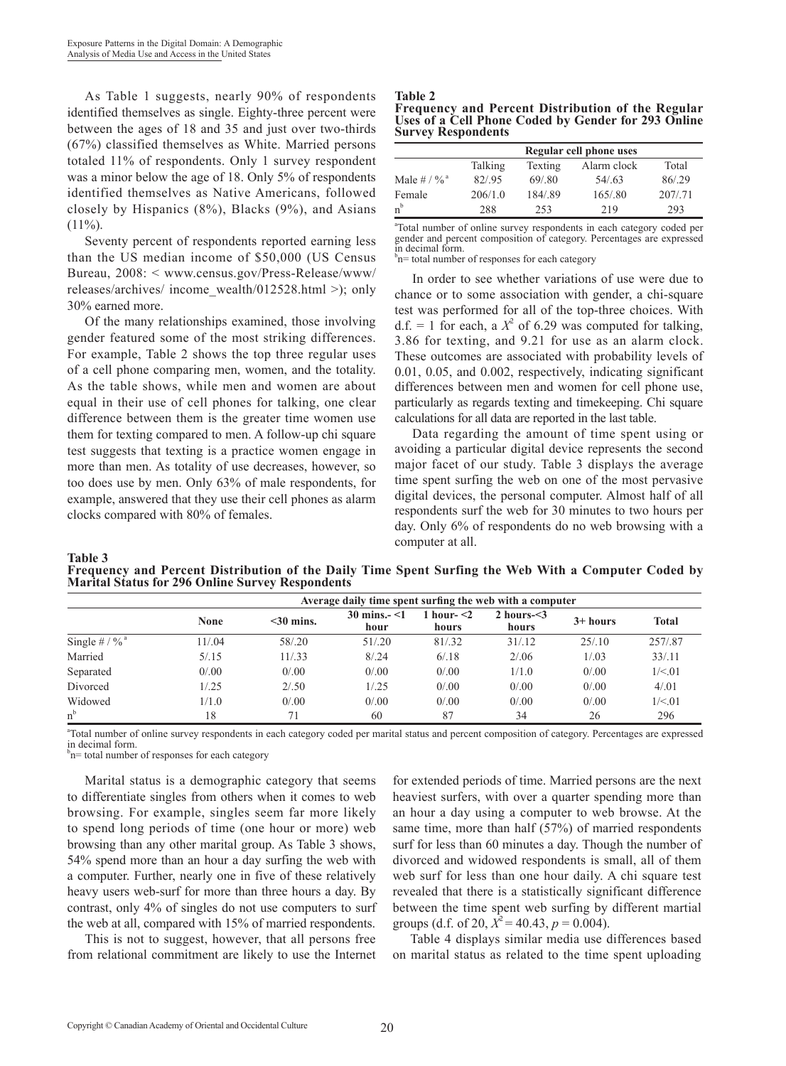As Table 1 suggests, nearly 90% of respondents identified themselves as single. Eighty-three percent were between the ages of 18 and 35 and just over two-thirds (67%) classified themselves as White. Married persons totaled 11% of respondents. Only 1 survey respondent was a minor below the age of 18. Only 5% of respondents identified themselves as Native Americans, followed closely by Hispanics (8%), Blacks (9%), and Asians (11%).

Seventy percent of respondents reported earning less than the US median income of $50,000 (US Census Bureau, 2008: < www.census.gov/Press-Release/www/releases/archives/ income_wealth/012528.html >); only 30% earned more.

Of the many relationships examined, those involving gender featured some of the most striking differences. For example, Table 2 shows the top three regular uses of a cell phone comparing men, women, and the totality. As the table shows, while men and women are about equal in their use of cell phones for talking, one clear difference between them is the greater time women use them for texting compared to men. A follow-up chi square test suggests that texting is a practice women engage in more than men. As totality of use decreases, however, so too does use by men. Only 63% of male respondents, for example, answered that they use their cell phones as alarm clocks compared with 80% of females.

**Table 2**
**Frequency and Percent Distribution of the Regular Uses of a Cell Phone Coded by Gender for 293 Online Survey Respondents**

| | Regular cell phone uses | | | |
|---|---|---|---|---|
| | Talking | Texting | Alarm clock | Total |
| Male # / %[a] | 82/.95 | 69/.80 | 54/.63 | 86/.29 |
| Female | 206/1.0 | 184/.89 | 165/.80 | 207/.71 |
| n[b] | 288 | 253 | 219 | 293 |

[a]Total number of online survey respondents in each category coded per gender and percent composition of category. Percentages are expressed in decimal form.
[b]n= total number of responses for each category

In order to see whether variations of use were due to chance or to some association with gender, a chi-square test was performed for all of the top-three choices. With d.f. = 1 for each, a $X^2$ of 6.29 was computed for talking, 3.86 for texting, and 9.21 for use as an alarm clock. These outcomes are associated with probability levels of 0.01, 0.05, and 0.002, respectively, indicating significant differences between men and women for cell phone use, particularly as regards texting and timekeeping. Chi square calculations for all data are reported in the last table.

Data regarding the amount of time spent using or avoiding a particular digital device represents the second major facet of our study. Table 3 displays the average time spent surfing the web on one of the most pervasive digital devices, the personal computer. Almost half of all respondents surf the web for 30 minutes to two hours per day. Only 6% of respondents do no web browsing with a computer at all.

**Table 3**
**Frequency and Percent Distribution of the Daily Time Spent Surfing the Web With a Computer Coded by Marital Status for 296 Online Survey Respondents**

| | Average daily time spent surfing the web with a computer | | | | | | |
|---|---|---|---|---|---|---|---|
| | None | <30 mins. | 30 mins.- <1 hour | 1 hour- <2 hours | 2 hours-<3 hours | 3+ hours | Total |
| Single # / %[a] | 11/.04 | 58/.20 | 51/.20 | 81/.32 | 31/.12 | 25/.10 | 257/.87 |
| Married | 5/.15 | 11/.33 | 8/.24 | 6/.18 | 2/.06 | 1/.03 | 33/.11 |
| Separated | 0/.00 | 0/.00 | 0/.00 | 0/.00 | 1/1.0 | 0/.00 | 1/<.01 |
| Divorced | 1/.25 | 2/.50 | 1/.25 | 0/.00 | 0/.00 | 0/.00 | 4/.01 |
| Widowed | 1/1.0 | 0/.00 | 0/.00 | 0/.00 | 0/.00 | 0/.00 | 1/<.01 |
| n[b] | 18 | 71 | 60 | 87 | 34 | 26 | 296 |

[a]Total number of online survey respondents in each category coded per marital status and percent composition of category. Percentages are expressed in decimal form.
[b]n= total number of responses for each category

Marital status is a demographic category that seems to differentiate singles from others when it comes to web browsing. For example, singles seem far more likely to spend long periods of time (one hour or more) web browsing than any other marital group. As Table 3 shows, 54% spend more than an hour a day surfing the web with a computer. Further, nearly one in five of these relatively heavy users web-surf for more than three hours a day. By contrast, only 4% of singles do not use computers to surf the web at all, compared with 15% of married respondents.

This is not to suggest, however, that all persons free from relational commitment are likely to use the Internet for extended periods of time. Married persons are the next heaviest surfers, with over a quarter spending more than an hour a day using a computer to web browse. At the same time, more than half (57%) of married respondents surf for less than 60 minutes a day. Though the number of divorced and widowed respondents is small, all of them web surf for less than one hour daily. A chi square test revealed that there is a statistically significant difference between the time spent web surfing by different martial groups (d.f. of 20, $X^2 = 40.43$, $p = 0.004$).

Table 4 displays similar media use differences based on marital status as related to the time spent uploading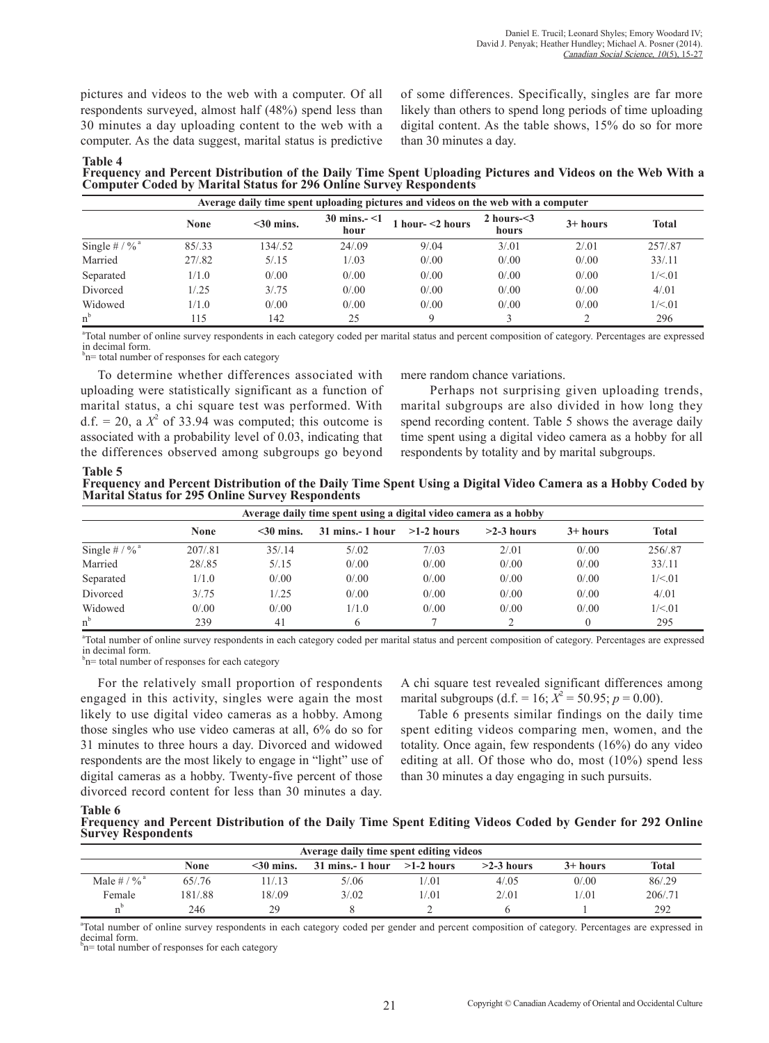pictures and videos to the web with a computer. Of all respondents surveyed, almost half (48%) spend less than 30 minutes a day uploading content to the web with a computer. As the data suggest, marital status is predictive of some differences. Specifically, singles are far more likely than others to spend long periods of time uploading digital content. As the table shows, 15% do so for more than 30 minutes a day.

**Table 4**
**Frequency and Percent Distribution of the Daily Time Spent Uploading Pictures and Videos on the Web With a Computer Coded by Marital Status for 296 Online Survey Respondents**

| | Average daily time spent uploading pictures and videos on the web with a computer | | | | | | |
|---|---|---|---|---|---|---|---|
| | **None** | **<30 mins.** | **30 mins.- <1 hour** | **1 hour- <2 hours** | **2 hours-<3 hours** | **3+ hours** | **Total** |
| Single # / %[a] | 85/.33 | 134/.52 | 24/.09 | 9/.04 | 3/.01 | 2/.01 | 257/.87 |
| Married | 27/.82 | 5/.15 | 1/.03 | 0/.00 | 0/.00 | 0/.00 | 33/.11 |
| Separated | 1/1.0 | 0/.00 | 0/.00 | 0/.00 | 0/.00 | 0/.00 | 1/<.01 |
| Divorced | 1/.25 | 3/.75 | 0/.00 | 0/.00 | 0/.00 | 0/.00 | 4/.01 |
| Widowed | 1/1.0 | 0/.00 | 0/.00 | 0/.00 | 0/.00 | 0/.00 | 1/<.01 |
| n[b] | 115 | 142 | 25 | 9 | 3 | 2 | 296 |

[a]Total number of online survey respondents in each category coded per marital status and percent composition of category. Percentages are expressed in decimal form.
[b]n= total number of responses for each category

To determine whether differences associated with uploading were statistically significant as a function of marital status, a chi square test was performed. With d.f. = 20, a $X^2$ of 33.94 was computed; this outcome is associated with a probability level of 0.03, indicating that the differences observed among subgroups go beyond mere random chance variations.

Perhaps not surprising given uploading trends, marital subgroups are also divided in how long they spend recording content. Table 5 shows the average daily time spent using a digital video camera as a hobby for all respondents by totality and by marital subgroups.

**Table 5**
**Frequency and Percent Distribution of the Daily Time Spent Using a Digital Video Camera as a Hobby Coded by Marital Status for 295 Online Survey Respondents**

| | Average daily time spent using a digital video camera as a hobby | | | | | | |
|---|---|---|---|---|---|---|---|
| | **None** | **<30 mins.** | **31 mins.- 1 hour** | **>1-2 hours** | **>2-3 hours** | **3+ hours** | **Total** |
| Single # / %[a] | 207/.81 | 35/.14 | 5/.02 | 7/.03 | 2/.01 | 0/.00 | 256/.87 |
| Married | 28/.85 | 5/.15 | 0/.00 | 0/.00 | 0/.00 | 0/.00 | 33/.11 |
| Separated | 1/1.0 | 0/.00 | 0/.00 | 0/.00 | 0/.00 | 0/.00 | 1/<.01 |
| Divorced | 3/.75 | 1/.25 | 0/.00 | 0/.00 | 0/.00 | 0/.00 | 4/.01 |
| Widowed | 0/.00 | 0/.00 | 1/1.0 | 0/.00 | 0/.00 | 0/.00 | 1/<.01 |
| n[b] | 239 | 41 | 6 | 7 | 2 | 0 | 295 |

[a]Total number of online survey respondents in each category coded per marital status and percent composition of category. Percentages are expressed in decimal form.
[b]n= total number of responses for each category

For the relatively small proportion of respondents engaged in this activity, singles were again the most likely to use digital video cameras as a hobby. Among those singles who use video cameras at all, 6% do so for 31 minutes to three hours a day. Divorced and widowed respondents are the most likely to engage in "light" use of digital cameras as a hobby. Twenty-five percent of those divorced record content for less than 30 minutes a day. A chi square test revealed significant differences among marital subgroups (d.f. = 16; $X^2$ = 50.95; $p$ = 0.00).

Table 6 presents similar findings on the daily time spent editing videos comparing men, women, and the totality. Once again, few respondents (16%) do any video editing at all. Of those who do, most (10%) spend less than 30 minutes a day engaging in such pursuits.

**Table 6**
**Frequency and Percent Distribution of the Daily Time Spent Editing Videos Coded by Gender for 292 Online Survey Respondents**

| | Average daily time spent editing videos | | | | | | |
|---|---|---|---|---|---|---|---|
| | **None** | **<30 mins.** | **31 mins.- 1 hour** | **>1-2 hours** | **>2-3 hours** | **3+ hours** | **Total** |
| Male # / %[a] | 65/.76 | 11/.13 | 5/.06 | 1/.01 | 4/.05 | 0/.00 | 86/.29 |
| Female | 181/.88 | 18/.09 | 3/.02 | 1/.01 | 2/.01 | 1/.01 | 206/.71 |
| n[b] | 246 | 29 | 8 | 2 | 6 | 1 | 292 |

[a]Total number of online survey respondents in each category coded per gender and percent composition of category. Percentages are expressed in decimal form.
[b]n= total number of responses for each category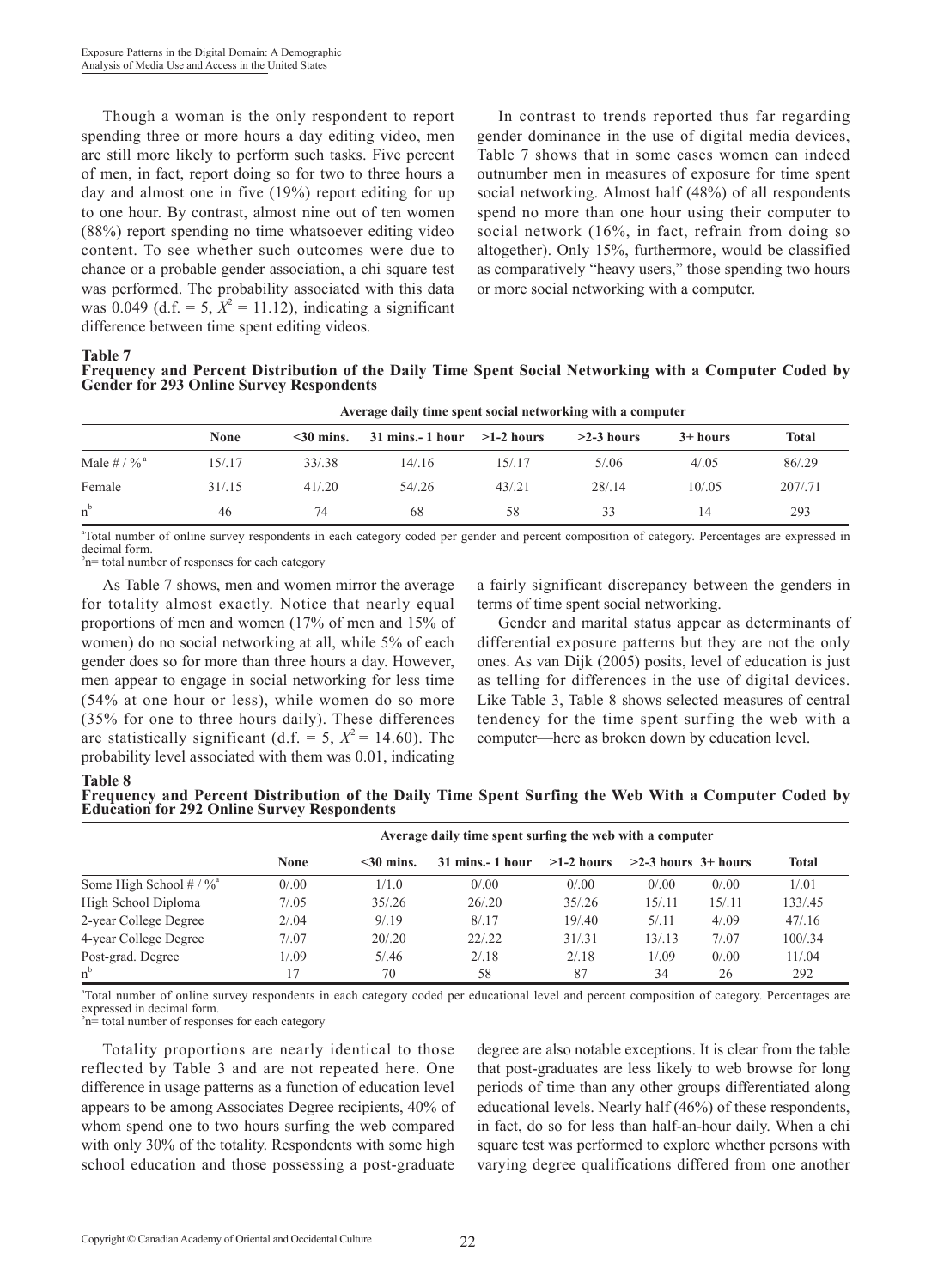Though a woman is the only respondent to report spending three or more hours a day editing video, men are still more likely to perform such tasks. Five percent of men, in fact, report doing so for two to three hours a day and almost one in five (19%) report editing for up to one hour. By contrast, almost nine out of ten women (88%) report spending no time whatsoever editing video content. To see whether such outcomes were due to chance or a probable gender association, a chi square test was performed. The probability associated with this data was 0.049 (d.f. = 5, $X^2$ = 11.12), indicating a significant difference between time spent editing videos.

In contrast to trends reported thus far regarding gender dominance in the use of digital media devices, Table 7 shows that in some cases women can indeed outnumber men in measures of exposure for time spent social networking. Almost half (48%) of all respondents spend no more than one hour using their computer to social network (16%, in fact, refrain from doing so altogether). Only 15%, furthermore, would be classified as comparatively "heavy users," those spending two hours or more social networking with a computer.

**Table 7**
**Frequency and Percent Distribution of the Daily Time Spent Social Networking with a Computer Coded by Gender for 293 Online Survey Respondents**

| | Average daily time spent social networking with a computer | | | | | | |
|---|---|---|---|---|---|---|---|
| | None | <30 mins. | 31 mins.- 1 hour | >1-2 hours | >2-3 hours | 3+ hours | Total |
| Male # / %[a] | 15/.17 | 33/.38 | 14/.16 | 15/.17 | 5/.06 | 4/.05 | 86/.29 |
| Female | 31/.15 | 41/.20 | 54/.26 | 43/.21 | 28/.14 | 10/.05 | 207/.71 |
| n[b] | 46 | 74 | 68 | 58 | 33 | 14 | 293 |

[a]Total number of online survey respondents in each category coded per gender and percent composition of category. Percentages are expressed in decimal form.
[b]n= total number of responses for each category

As Table 7 shows, men and women mirror the average for totality almost exactly. Notice that nearly equal proportions of men and women (17% of men and 15% of women) do no social networking at all, while 5% of each gender does so for more than three hours a day. However, men appear to engage in social networking for less time (54% at one hour or less), while women do so more (35% for one to three hours daily). These differences are statistically significant (d.f. = 5, $X^2$ = 14.60). The probability level associated with them was 0.01, indicating a fairly significant discrepancy between the genders in terms of time spent social networking.

Gender and marital status appear as determinants of differential exposure patterns but they are not the only ones. As van Dijk (2005) posits, level of education is just as telling for differences in the use of digital devices. Like Table 3, Table 8 shows selected measures of central tendency for the time spent surfing the web with a computer—here as broken down by education level.

**Table 8**
**Frequency and Percent Distribution of the Daily Time Spent Surfing the Web With a Computer Coded by Education for 292 Online Survey Respondents**

| | Average daily time spent surfing the web with a computer | | | | | | |
|---|---|---|---|---|---|---|---|
| | None | <30 mins. | 31 mins.- 1 hour | >1-2 hours | >2-3 hours | 3+ hours | Total |
| Some High School # / %[a] | 0/.00 | 1/1.0 | 0/.00 | 0/.00 | 0/.00 | 0/.00 | 1/.01 |
| High School Diploma | 7/.05 | 35/.26 | 26/.20 | 35/.26 | 15/.11 | 15/.11 | 133/.45 |
| 2-year College Degree | 2/.04 | 9/.19 | 8/.17 | 19/.40 | 5/.11 | 4/.09 | 47/.16 |
| 4-year College Degree | 7/.07 | 20/.20 | 22/.22 | 31/.31 | 13/.13 | 7/.07 | 100/.34 |
| Post-grad. Degree | 1/.09 | 5/.46 | 2/.18 | 2/.18 | 1/.09 | 0/.00 | 11/.04 |
| n[b] | 17 | 70 | 58 | 87 | 34 | 26 | 292 |

[a]Total number of online survey respondents in each category coded per educational level and percent composition of category. Percentages are expressed in decimal form.
[b]n= total number of responses for each category

Totality proportions are nearly identical to those reflected by Table 3 and are not repeated here. One difference in usage patterns as a function of education level appears to be among Associates Degree recipients, 40% of whom spend one to two hours surfing the web compared with only 30% of the totality. Respondents with some high school education and those possessing a post-graduate degree are also notable exceptions. It is clear from the table that post-graduates are less likely to web browse for long periods of time than any other groups differentiated along educational levels. Nearly half (46%) of these respondents, in fact, do so for less than half-an-hour daily. When a chi square test was performed to explore whether persons with varying degree qualifications differed from one another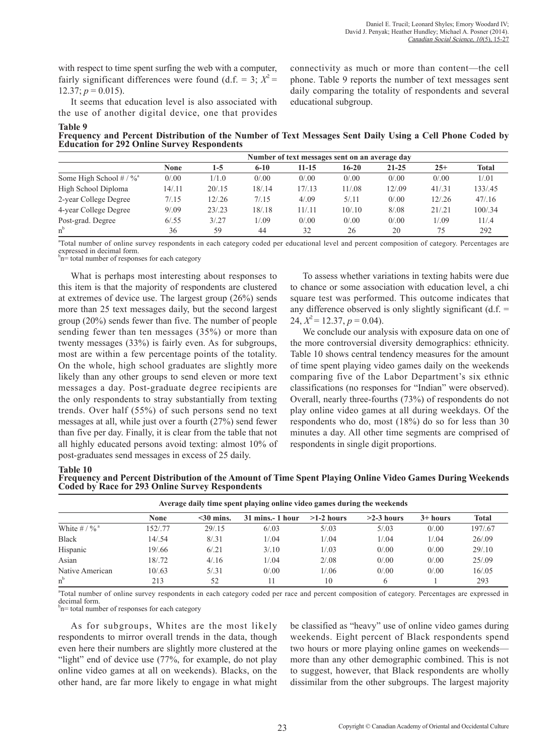with respect to time spent surfing the web with a computer, fairly significant differences were found (d.f. = 3; $X^2$ = 12.37; $p$ = 0.015).

It seems that education level is also associated with the use of another digital device, one that provides connectivity as much or more than content—the cell phone. Table 9 reports the number of text messages sent daily comparing the totality of respondents and several educational subgroup.

**Table 9**
**Frequency and Percent Distribution of the Number of Text Messages Sent Daily Using a Cell Phone Coded by Education for 292 Online Survey Respondents**

| | Number of text messages sent on an average day | | | | | | | |
|---|---|---|---|---|---|---|---|---|
| | **None** | **1-5** | **6-10** | **11-15** | **16-20** | **21-25** | **25+** | **Total** |
| Some High School # / %[a] | 0/.00 | 1/1.0 | 0/.00 | 0/.00 | 0/.00 | 0/.00 | 0/.00 | 1/.01 |
| High School Diploma | 14/.11 | 20/.15 | 18/.14 | 17/.13 | 11/.08 | 12/.09 | 41/.31 | 133/.45 |
| 2-year College Degree | 7/.15 | 12/.26 | 7/.15 | 4/.09 | 5/.11 | 0/.00 | 12/.26 | 47/.16 |
| 4-year College Degree | 9/.09 | 23/.23 | 18/.18 | 11/.11 | 10/.10 | 8/.08 | 21/.21 | 100/.34 |
| Post-grad. Degree | 6/.55 | 3/.27 | 1/.09 | 0/.00 | 0/.00 | 0/.00 | 1/.09 | 11/.4 |
| n[b] | 36 | 59 | 44 | 32 | 26 | 20 | 75 | 292 |

[a]Total number of online survey respondents in each category coded per educational level and percent composition of category. Percentages are expressed in decimal form.
[b]n= total number of responses for each category

What is perhaps most interesting about responses to this item is that the majority of respondents are clustered at extremes of device use. The largest group (26%) sends more than 25 text messages daily, but the second largest group (20%) sends fewer than five. The number of people sending fewer than ten messages (35%) or more than twenty messages (33%) is fairly even. As for subgroups, most are within a few percentage points of the totality. On the whole, high school graduates are slightly more likely than any other groups to send eleven or more text messages a day. Post-graduate degree recipients are the only respondents to stray substantially from texting trends. Over half (55%) of such persons send no text messages at all, while just over a fourth (27%) send fewer than five per day. Finally, it is clear from the table that not all highly educated persons avoid texting: almost 10% of post-graduates send messages in excess of 25 daily.

To assess whether variations in texting habits were due to chance or some association with education level, a chi square test was performed. This outcome indicates that any difference observed is only slightly significant (d.f. = 24, $X^2$ = 12.37, $p$ = 0.04).

We conclude our analysis with exposure data on one of the more controversial diversity demographics: ethnicity. Table 10 shows central tendency measures for the amount of time spent playing video games daily on the weekends comparing five of the Labor Department's six ethnic classifications (no responses for "Indian" were observed). Overall, nearly three-fourths (73%) of respondents do not play online video games at all during weekdays. Of the respondents who do, most (18%) do so for less than 30 minutes a day. All other time segments are comprised of respondents in single digit proportions.

**Table 10**
**Frequency and Percent Distribution of the Amount of Time Spent Playing Online Video Games During Weekends Coded by Race for 293 Online Survey Respondents**

| | Average daily time spent playing online video games during the weekends | | | | | | |
|---|---|---|---|---|---|---|---|
| | **None** | **<30 mins.** | **31 mins.- 1 hour** | **>1-2 hours** | **>2-3 hours** | **3+ hours** | **Total** |
| White # / %[a] | 152/.77 | 29/.15 | 6/.03 | 5/.03 | 5/.03 | 0/.00 | 197/.67 |
| Black | 14/.54 | 8/.31 | 1/.04 | 1/.04 | 1/.04 | 1/.04 | 26/.09 |
| Hispanic | 19/.66 | 6/.21 | 3/.10 | 1/.03 | 0/.00 | 0/.00 | 29/.10 |
| Asian | 18/.72 | 4/.16 | 1/.04 | 2/.08 | 0/.00 | 0/.00 | 25/.09 |
| Native American | 10/.63 | 5/.31 | 0/.00 | 1/.06 | 0/.00 | 0/.00 | 16/.05 |
| n[b] | 213 | 52 | 11 | 10 | 6 | 1 | 293 |

[a]Total number of online survey respondents in each category coded per race and percent composition of category. Percentages are expressed in decimal form.
[b]n= total number of responses for each category

As for subgroups, Whites are the most likely respondents to mirror overall trends in the data, though even here their numbers are slightly more clustered at the "light" end of device use (77%, for example, do not play online video games at all on weekends). Blacks, on the other hand, are far more likely to engage in what might be classified as "heavy" use of online video games during weekends. Eight percent of Black respondents spend two hours or more playing online games on weekends—more than any other demographic combined. This is not to suggest, however, that Black respondents are wholly dissimilar from the other subgroups. The largest majority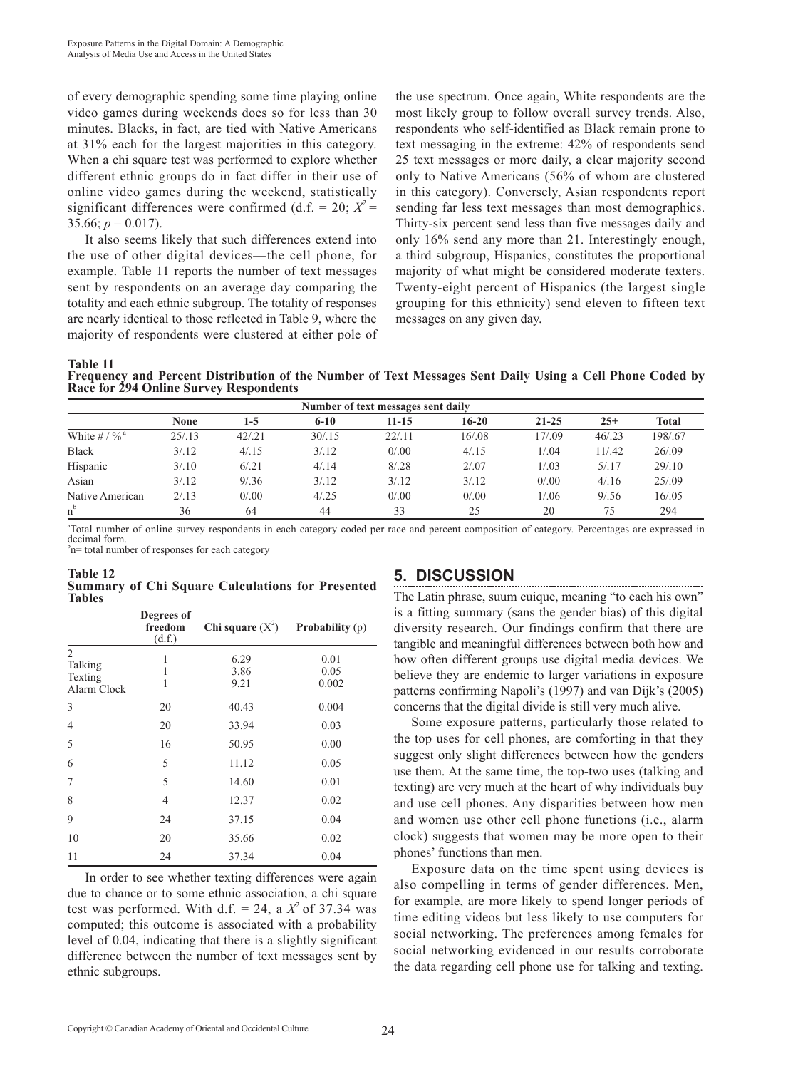of every demographic spending some time playing online video games during weekends does so for less than 30 minutes. Blacks, in fact, are tied with Native Americans at 31% each for the largest majorities in this category. When a chi square test was performed to explore whether different ethnic groups do in fact differ in their use of online video games during the weekend, statistically significant differences were confirmed (d.f. = 20; $X^2$ = 35.66; $p$ = 0.017).

It also seems likely that such differences extend into the use of other digital devices—the cell phone, for example. Table 11 reports the number of text messages sent by respondents on an average day comparing the totality and each ethnic subgroup. The totality of responses are nearly identical to those reflected in Table 9, where the majority of respondents were clustered at either pole of the use spectrum. Once again, White respondents are the most likely group to follow overall survey trends. Also, respondents who self-identified as Black remain prone to text messaging in the extreme: 42% of respondents send 25 text messages or more daily, a clear majority second only to Native Americans (56% of whom are clustered in this category). Conversely, Asian respondents report sending far less text messages than most demographics. Thirty-six percent send less than five messages daily and only 16% send any more than 21. Interestingly enough, a third subgroup, Hispanics, constitutes the proportional majority of what might be considered moderate texters. Twenty-eight percent of Hispanics (the largest single grouping for this ethnicity) send eleven to fifteen text messages on any given day.

**Table 11**
**Frequency and Percent Distribution of the Number of Text Messages Sent Daily Using a Cell Phone Coded by Race for 294 Online Survey Respondents**

| | Number of text messages sent daily | | | | | | | |
|---|---|---|---|---|---|---|---|---|
| | None | 1-5 | 6-10 | 11-15 | 16-20 | 21-25 | 25+ | Total |
| White # / % [a] | 25/.13 | 42/.21 | 30/.15 | 22/.11 | 16/.08 | 17/.09 | 46/.23 | 198/.67 |
| Black | 3/.12 | 4/.15 | 3/.12 | 0/.00 | 4/.15 | 1/.04 | 11/.42 | 26/.09 |
| Hispanic | 3/.10 | 6/.21 | 4/.14 | 8/.28 | 2/.07 | 1/.03 | 5/.17 | 29/.10 |
| Asian | 3/.12 | 9/.36 | 3/.12 | 3/.12 | 3/.12 | 0/.00 | 4/.16 | 25/.09 |
| Native American | 2/.13 | 0/.00 | 4/.25 | 0/.00 | 0/.00 | 1/.06 | 9/.56 | 16/.05 |
| n [b] | 36 | 64 | 44 | 33 | 25 | 20 | 75 | 294 |

[a] Total number of online survey respondents in each category coded per race and percent composition of category. Percentages are expressed in decimal form.
[b] n= total number of responses for each category

**Table 12**
**Summary of Chi Square Calculations for Presented Tables**

| | Degrees of freedom (d.f.) | Chi square ($X^2$) | Probability (p) |
|---|---|---|---|
| 2 | | | |
| Talking | 1 | 6.29 | 0.01 |
| Texting | 1 | 3.86 | 0.05 |
| Alarm Clock | 1 | 9.21 | 0.002 |
| 3 | 20 | 40.43 | 0.004 |
| 4 | 20 | 33.94 | 0.03 |
| 5 | 16 | 50.95 | 0.00 |
| 6 | 5 | 11.12 | 0.05 |
| 7 | 5 | 14.60 | 0.01 |
| 8 | 4 | 12.37 | 0.02 |
| 9 | 24 | 37.15 | 0.04 |
| 10 | 20 | 35.66 | 0.02 |
| 11 | 24 | 37.34 | 0.04 |

In order to see whether texting differences were again due to chance or to some ethnic association, a chi square test was performed. With d.f. = 24, a $X^2$ of 37.34 was computed; this outcome is associated with a probability level of 0.04, indicating that there is a slightly significant difference between the number of text messages sent by ethnic subgroups.

## 5. DISCUSSION

The Latin phrase, suum cuique, meaning "to each his own" is a fitting summary (sans the gender bias) of this digital diversity research. Our findings confirm that there are tangible and meaningful differences between both how and how often different groups use digital media devices. We believe they are endemic to larger variations in exposure patterns confirming Napoli's (1997) and van Dijk's (2005) concerns that the digital divide is still very much alive.

Some exposure patterns, particularly those related to the top uses for cell phones, are comforting in that they suggest only slight differences between how the genders use them. At the same time, the top-two uses (talking and texting) are very much at the heart of why individuals buy and use cell phones. Any disparities between how men and women use other cell phone functions (i.e., alarm clock) suggests that women may be more open to their phones' functions than men.

Exposure data on the time spent using devices is also compelling in terms of gender differences. Men, for example, are more likely to spend longer periods of time editing videos but less likely to use computers for social networking. The preferences among females for social networking evidenced in our results corroborate the data regarding cell phone use for talking and texting.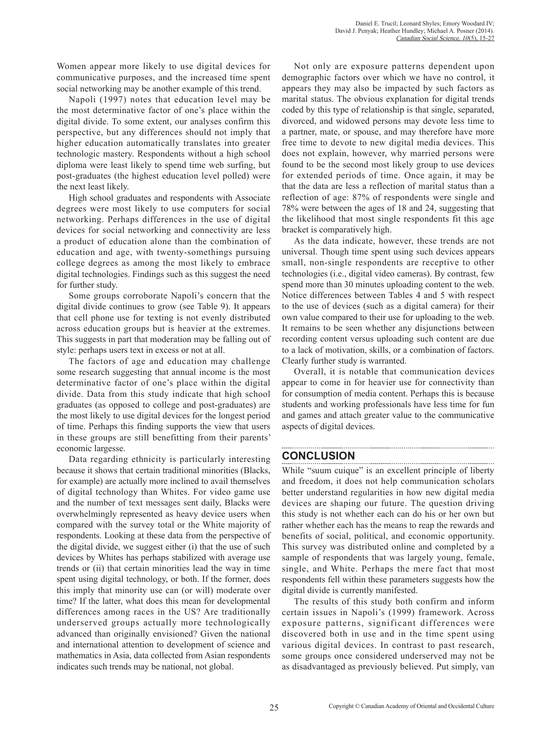Women appear more likely to use digital devices for communicative purposes, and the increased time spent social networking may be another example of this trend.

Napoli (1997) notes that education level may be the most determinative factor of one's place within the digital divide. To some extent, our analyses confirm this perspective, but any differences should not imply that higher education automatically translates into greater technologic mastery. Respondents without a high school diploma were least likely to spend time web surfing, but post-graduates (the highest education level polled) were the next least likely.

High school graduates and respondents with Associate degrees were most likely to use computers for social networking. Perhaps differences in the use of digital devices for social networking and connectivity are less a product of education alone than the combination of education and age, with twenty-somethings pursuing college degrees as among the most likely to embrace digital technologies. Findings such as this suggest the need for further study.

Some groups corroborate Napoli's concern that the digital divide continues to grow (see Table 9). It appears that cell phone use for texting is not evenly distributed across education groups but is heavier at the extremes. This suggests in part that moderation may be falling out of style: perhaps users text in excess or not at all.

The factors of age and education may challenge some research suggesting that annual income is the most determinative factor of one's place within the digital divide. Data from this study indicate that high school graduates (as opposed to college and post-graduates) are the most likely to use digital devices for the longest period of time. Perhaps this finding supports the view that users in these groups are still benefitting from their parents' economic largesse.

Data regarding ethnicity is particularly interesting because it shows that certain traditional minorities (Blacks, for example) are actually more inclined to avail themselves of digital technology than Whites. For video game use and the number of text messages sent daily, Blacks were overwhelmingly represented as heavy device users when compared with the survey total or the White majority of respondents. Looking at these data from the perspective of the digital divide, we suggest either (i) that the use of such devices by Whites has perhaps stabilized with average use trends or (ii) that certain minorities lead the way in time spent using digital technology, or both. If the former, does this imply that minority use can (or will) moderate over time? If the latter, what does this mean for developmental differences among races in the US? Are traditionally underserved groups actually more technologically advanced than originally envisioned? Given the national and international attention to development of science and mathematics in Asia, data collected from Asian respondents indicates such trends may be national, not global.

Not only are exposure patterns dependent upon demographic factors over which we have no control, it appears they may also be impacted by such factors as marital status. The obvious explanation for digital trends coded by this type of relationship is that single, separated, divorced, and widowed persons may devote less time to a partner, mate, or spouse, and may therefore have more free time to devote to new digital media devices. This does not explain, however, why married persons were found to be the second most likely group to use devices for extended periods of time. Once again, it may be that the data are less a reflection of marital status than a reflection of age: 87% of respondents were single and 78% were between the ages of 18 and 24, suggesting that the likelihood that most single respondents fit this age bracket is comparatively high.

As the data indicate, however, these trends are not universal. Though time spent using such devices appears small, non-single respondents are receptive to other technologies (i.e., digital video cameras). By contrast, few spend more than 30 minutes uploading content to the web. Notice differences between Tables 4 and 5 with respect to the use of devices (such as a digital camera) for their own value compared to their use for uploading to the web. It remains to be seen whether any disjunctions between recording content versus uploading such content are due to a lack of motivation, skills, or a combination of factors. Clearly further study is warranted.

Overall, it is notable that communication devices appear to come in for heavier use for connectivity than for consumption of media content. Perhaps this is because students and working professionals have less time for fun and games and attach greater value to the communicative aspects of digital devices.

## CONCLUSION

While "suum cuique" is an excellent principle of liberty and freedom, it does not help communication scholars better understand regularities in how new digital media devices are shaping our future. The question driving this study is not whether each can do his or her own but rather whether each has the means to reap the rewards and benefits of social, political, and economic opportunity. This survey was distributed online and completed by a sample of respondents that was largely young, female, single, and White. Perhaps the mere fact that most respondents fell within these parameters suggests how the digital divide is currently manifested.

The results of this study both confirm and inform certain issues in Napoli's (1999) framework. Across exposure patterns, significant differences were discovered both in use and in the time spent using various digital devices. In contrast to past research, some groups once considered underserved may not be as disadvantaged as previously believed. Put simply, van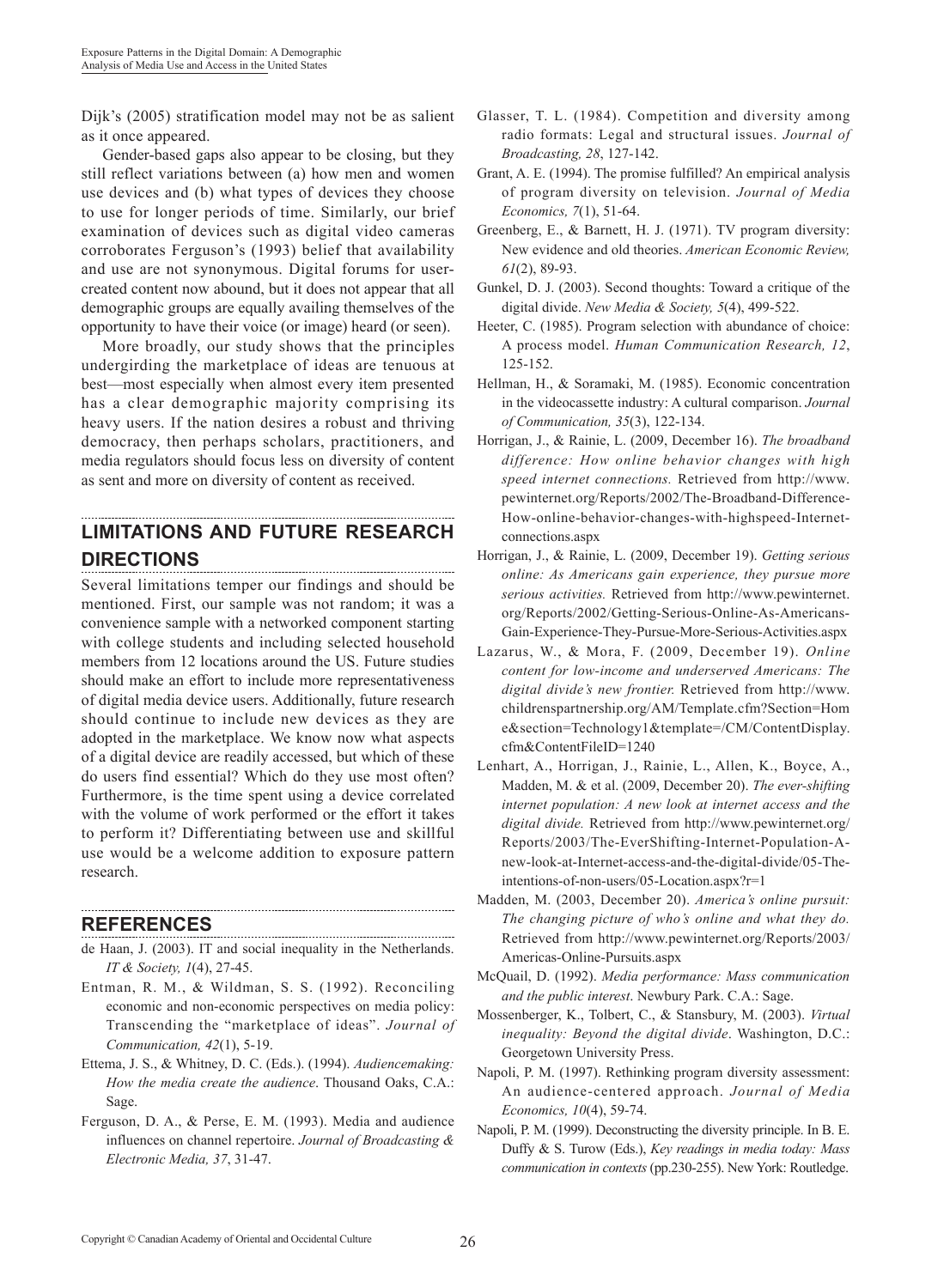Dijk's (2005) stratification model may not be as salient as it once appeared.

Gender-based gaps also appear to be closing, but they still reflect variations between (a) how men and women use devices and (b) what types of devices they choose to use for longer periods of time. Similarly, our brief examination of devices such as digital video cameras corroborates Ferguson's (1993) belief that availability and use are not synonymous. Digital forums for user-created content now abound, but it does not appear that all demographic groups are equally availing themselves of the opportunity to have their voice (or image) heard (or seen).

More broadly, our study shows that the principles undergirding the marketplace of ideas are tenuous at best—most especially when almost every item presented has a clear demographic majority comprising its heavy users. If the nation desires a robust and thriving democracy, then perhaps scholars, practitioners, and media regulators should focus less on diversity of content as sent and more on diversity of content as received.

## LIMITATIONS AND FUTURE RESEARCH DIRECTIONS

Several limitations temper our findings and should be mentioned. First, our sample was not random; it was a convenience sample with a networked component starting with college students and including selected household members from 12 locations around the US. Future studies should make an effort to include more representativeness of digital media device users. Additionally, future research should continue to include new devices as they are adopted in the marketplace. We know now what aspects of a digital device are readily accessed, but which of these do users find essential? Which do they use most often? Furthermore, is the time spent using a device correlated with the volume of work performed or the effort it takes to perform it? Differentiating between use and skillful use would be a welcome addition to exposure pattern research.

## REFERENCES

de Haan, J. (2003). IT and social inequality in the Netherlands. *IT & Society, 1*(4), 27-45.

Entman, R. M., & Wildman, S. S. (1992). Reconciling economic and non-economic perspectives on media policy: Transcending the "marketplace of ideas". *Journal of Communication, 42*(1), 5-19.

Ettema, J. S., & Whitney, D. C. (Eds.). (1994). *Audiencemaking: How the media create the audience*. Thousand Oaks, C.A.: Sage.

Ferguson, D. A., & Perse, E. M. (1993). Media and audience influences on channel repertoire. *Journal of Broadcasting & Electronic Media, 37*, 31-47.

Glasser, T. L. (1984). Competition and diversity among radio formats: Legal and structural issues. *Journal of Broadcasting, 28*, 127-142.

Grant, A. E. (1994). The promise fulfilled? An empirical analysis of program diversity on television. *Journal of Media Economics, 7*(1), 51-64.

Greenberg, E., & Barnett, H. J. (1971). TV program diversity: New evidence and old theories. *American Economic Review, 61*(2), 89-93.

Gunkel, D. J. (2003). Second thoughts: Toward a critique of the digital divide. *New Media & Society, 5*(4), 499-522.

Heeter, C. (1985). Program selection with abundance of choice: A process model. *Human Communication Research, 12*, 125-152.

Hellman, H., & Soramaki, M. (1985). Economic concentration in the videocassette industry: A cultural comparison. *Journal of Communication, 35*(3), 122-134.

Horrigan, J., & Rainie, L. (2009, December 16). *The broadband difference: How online behavior changes with high speed internet connections.* Retrieved from http://www.pewinternet.org/Reports/2002/The-Broadband-Difference-How-online-behavior-changes-with-highspeed-Internet-connections.aspx

Horrigan, J., & Rainie, L. (2009, December 19). *Getting serious online: As Americans gain experience, they pursue more serious activities.* Retrieved from http://www.pewinternet.org/Reports/2002/Getting-Serious-Online-As-Americans-Gain-Experience-They-Pursue-More-Serious-Activities.aspx

Lazarus, W., & Mora, F. (2009, December 19). *Online content for low-income and underserved Americans: The digital divide's new frontier.* Retrieved from http://www.childrenspartnership.org/AM/Template.cfm?Section=Home&section=Technology1&template=/CM/ContentDisplay.cfm&ContentFileID=1240

Lenhart, A., Horrigan, J., Rainie, L., Allen, K., Boyce, A., Madden, M. & et al. (2009, December 20). *The ever-shifting internet population: A new look at internet access and the digital divide.* Retrieved from http://www.pewinternet.org/Reports/2003/The-EverShifting-Internet-Population-A-new-look-at-Internet-access-and-the-digital-divide/05-The-intentions-of-non-users/05-Location.aspx?r=1

Madden, M. (2003, December 20). *America's online pursuit: The changing picture of who's online and what they do.* Retrieved from http://www.pewinternet.org/Reports/2003/Americas-Online-Pursuits.aspx

McQuail, D. (1992). *Media performance: Mass communication and the public interest*. Newbury Park. C.A.: Sage.

Mossenberger, K., Tolbert, C., & Stansbury, M. (2003). *Virtual inequality: Beyond the digital divide*. Washington, D.C.: Georgetown University Press.

Napoli, P. M. (1997). Rethinking program diversity assessment: An audience-centered approach. *Journal of Media Economics, 10*(4), 59-74.

Napoli, P. M. (1999). Deconstructing the diversity principle. In B. E. Duffy & S. Turow (Eds.), *Key readings in media today: Mass communication in contexts* (pp.230-255). New York: Routledge.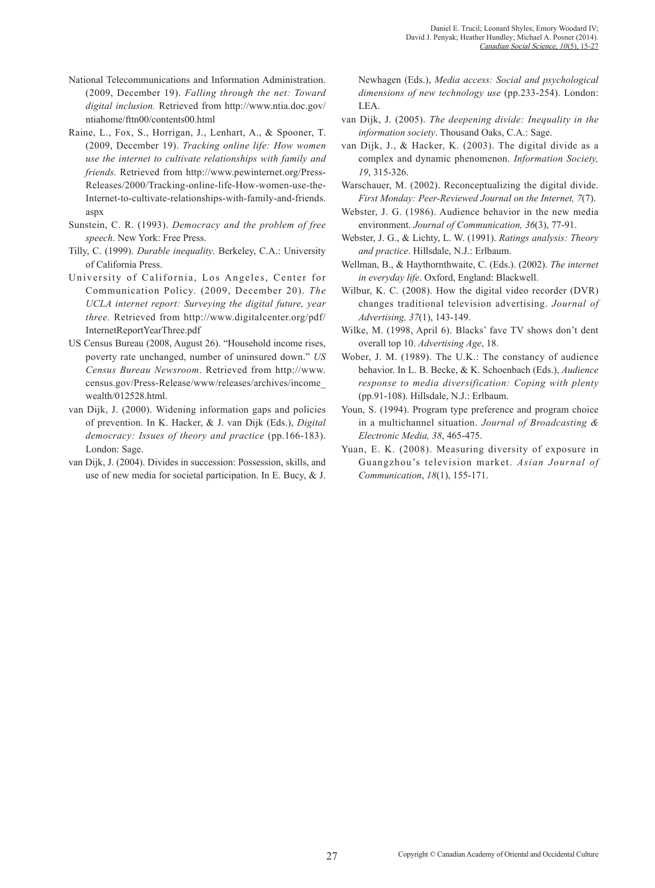National Telecommunications and Information Administration. (2009, December 19). *Falling through the net: Toward digital inclusion.* Retrieved from http://www.ntia.doc.gov/ntiahome/fttn00/contents00.html

Raine, L., Fox, S., Horrigan, J., Lenhart, A., & Spooner, T. (2009, December 19). *Tracking online life: How women use the internet to cultivate relationships with family and friends.* Retrieved from http://www.pewinternet.org/Press-Releases/2000/Tracking-online-life-How-women-use-the-Internet-to-cultivate-relationships-with-family-and-friends.aspx

Sunstein, C. R. (1993). *Democracy and the problem of free speech*. New York: Free Press.

Tilly, C. (1999). *Durable inequality*. Berkeley, C.A.: University of California Press.

University of California, Los Angeles, Center for Communication Policy. (2009, December 20). *The UCLA internet report: Surveying the digital future, year three.* Retrieved from http://www.digitalcenter.org/pdf/InternetReportYearThree.pdf

US Census Bureau (2008, August 26). "Household income rises, poverty rate unchanged, number of uninsured down." *US Census Bureau Newsroom*. Retrieved from http://www.census.gov/Press-Release/www/releases/archives/income_wealth/012528.html.

van Dijk, J. (2000). Widening information gaps and policies of prevention. In K. Hacker, & J. van Dijk (Eds.), *Digital democracy: Issues of theory and practice* (pp.166-183). London: Sage.

van Dijk, J. (2004). Divides in succession: Possession, skills, and use of new media for societal participation. In E. Bucy, & J. Newhagen (Eds.), *Media access: Social and psychological dimensions of new technology use* (pp.233-254). London: LEA.

van Dijk, J. (2005). *The deepening divide: Inequality in the information society*. Thousand Oaks, C.A.: Sage.

van Dijk, J., & Hacker, K. (2003). The digital divide as a complex and dynamic phenomenon. *Information Society, 19*, 315-326.

Warschauer, M. (2002). Reconceptualizing the digital divide. *First Monday: Peer-Reviewed Journal on the Internet, 7*(7).

Webster, J. G. (1986). Audience behavior in the new media environment. *Journal of Communication, 36*(3), 77-91.

Webster, J. G., & Lichty, L. W. (1991). *Ratings analysis: Theory and practice*. Hillsdale, N.J.: Erlbaum.

Wellman, B., & Haythornthwaite, C. (Eds.). (2002). *The internet in everyday life*. Oxford, England: Blackwell.

Wilbur, K. C. (2008). How the digital video recorder (DVR) changes traditional television advertising. *Journal of Advertising, 37*(1), 143-149.

Wilke, M. (1998, April 6). Blacks' fave TV shows don't dent overall top 10. *Advertising Age*, 18.

Wober, J. M. (1989). The U.K.: The constancy of audience behavior. In L. B. Becke, & K. Schoenbach (Eds.), *Audience response to media diversification: Coping with plenty* (pp.91-108). Hillsdale, N.J.: Erlbaum.

Youn, S. (1994). Program type preference and program choice in a multichannel situation. *Journal of Broadcasting & Electronic Media, 38*, 465-475.

Yuan, E. K. (2008). Measuring diversity of exposure in Guangzhou's television market. *Asian Journal of Communication*, *18*(1), 155-171.